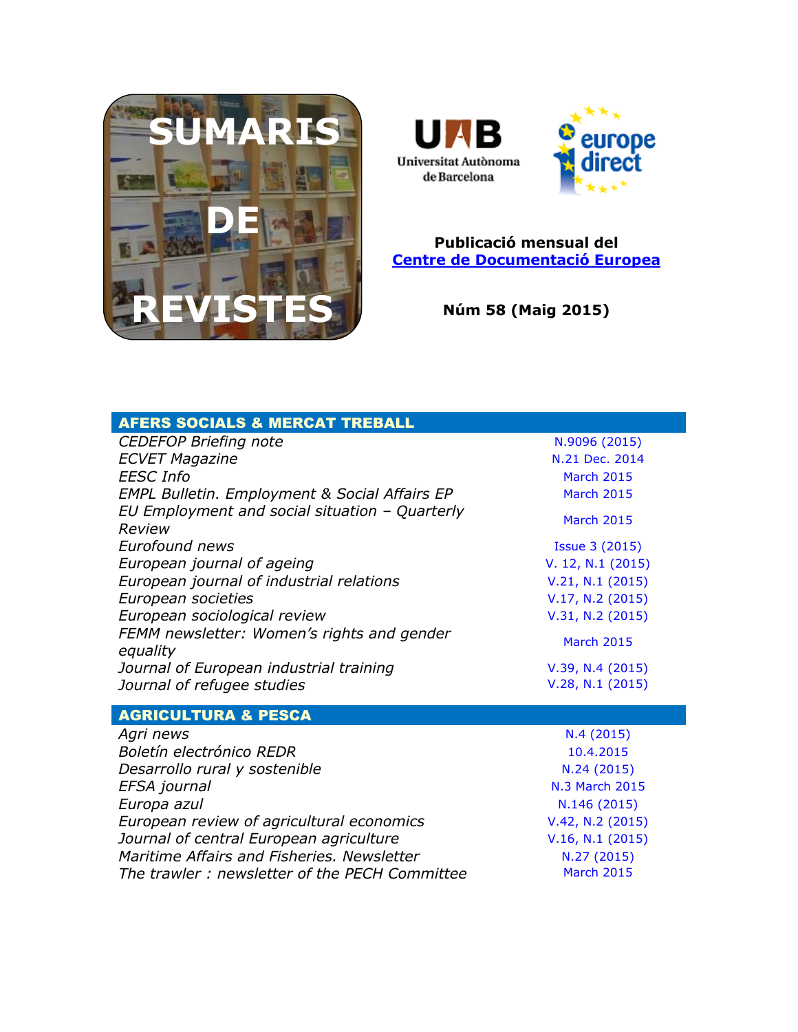# SUMARIS DE REVISTES

UAB Universitat Autònoma de Barcelona

europe direct

**Publicació mensual del [Centre de Documentació Europea]**

**Núm 58 (Maig 2015)**

| AFERS SOCIALS & MERCAT TREBALL | |
|---|---|
| *CEDEFOP Briefing note* | N.9096 (2015) |
| *ECVET Magazine* | N.21 Dec. 2014 |
| *EESC Info* | March 2015 |
| *EMPL Bulletin. Employment & Social Affairs EP* | March 2015 |
| *EU Employment and social situation – Quarterly Review* | March 2015 |
| *Eurofound news* | Issue 3 (2015) |
| *European journal of ageing* | V. 12, N.1 (2015) |
| *European journal of industrial relations* | V.21, N.1 (2015) |
| *European societies* | V.17, N.2 (2015) |
| *European sociological review* | V.31, N.2 (2015) |
| *FEMM newsletter: Women's rights and gender equality* | March 2015 |
| *Journal of European industrial training* | V.39, N.4 (2015) |
| *Journal of refugee studies* | V.28, N.1 (2015) |

| AGRICULTURA & PESCA | |
|---|---|
| *Agri news* | N.4 (2015) |
| *Boletín electrónico REDR* | 10.4.2015 |
| *Desarrollo rural y sostenible* | N.24 (2015) |
| *EFSA journal* | N.3 March 2015 |
| *Europa azul* | N.146 (2015) |
| *European review of agricultural economics* | V.42, N.2 (2015) |
| *Journal of central European agriculture* | V.16, N.1 (2015) |
| *Maritime Affairs and Fisheries. Newsletter* | N.27 (2015) |
| *The trawler : newsletter of the PECH Committee* | March 2015 |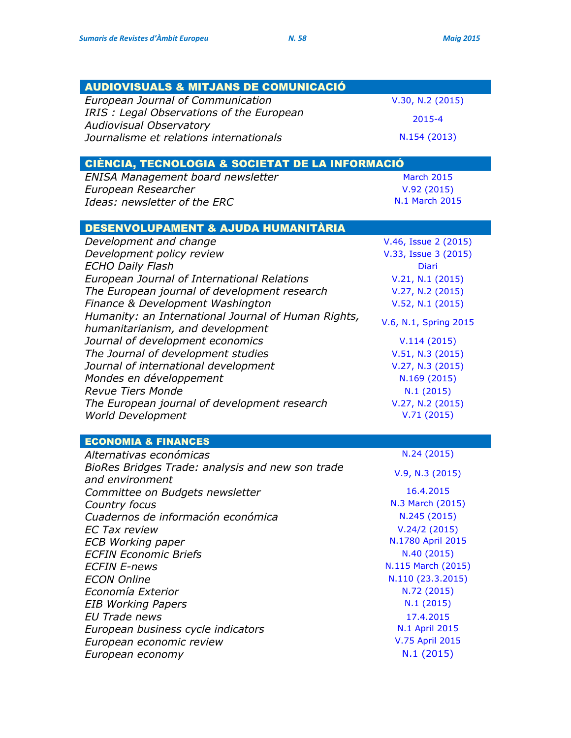## AUDIOVISUALS & MITJANS DE COMUNICACIÓ

| | |
|---|---|
| *European Journal of Communication* | V.30, N.2 (2015) |
| *IRIS : Legal Observations of the European Audiovisual Observatory* | 2015-4 |
| *Journalisme et relations internationals* | N.154 (2013) |

## CIÈNCIA, TECNOLOGIA & SOCIETAT DE LA INFORMACIÓ

| | |
|---|---|
| *ENISA Management board newsletter* | March 2015 |
| *European Researcher* | V.92 (2015) |
| *Ideas: newsletter of the ERC* | N.1 March 2015 |

## DESENVOLUPAMENT & AJUDA HUMANITÀRIA

| | |
|---|---|
| *Development and change* | V.46, Issue 2 (2015) |
| *Development policy review* | V.33, Issue 3 (2015) |
| *ECHO Daily Flash* | Diari |
| *European Journal of International Relations* | V.21, N.1 (2015) |
| *The European journal of development research* | V.27, N.2 (2015) |
| *Finance & Development Washington* | V.52, N.1 (2015) |
| *Humanity: an International Journal of Human Rights, humanitarianism, and development* | V.6, N.1, Spring 2015 |
| *Journal of development economics* | V.114 (2015) |
| *The Journal of development studies* | V.51, N.3 (2015) |
| *Journal of international development* | V.27, N.3 (2015) |
| *Mondes en développement* | N.169 (2015) |
| *Revue Tiers Monde* | N.1 (2015) |
| *The European journal of development research* | V.27, N.2 (2015) |
| *World Development* | V.71 (2015) |

## ECONOMIA & FINANCES

| | |
|---|---|
| *Alternativas económicas* | N.24 (2015) |
| *BioRes Bridges Trade: analysis and new son trade and environment* | V.9, N.3 (2015) |
| *Committee on Budgets newsletter* | 16.4.2015 |
| *Country focus* | N.3 March (2015) |
| *Cuadernos de información económica* | N.245 (2015) |
| *EC Tax review* | V.24/2 (2015) |
| *ECB Working paper* | N.1780 April 2015 |
| *ECFIN Economic Briefs* | N.40 (2015) |
| *ECFIN E-news* | N.115 March (2015) |
| *ECON Online* | N.110 (23.3.2015) |
| *Economía Exterior* | N.72 (2015) |
| *EIB Working Papers* | N.1 (2015) |
| *EU Trade news* | 17.4.2015 |
| *European business cycle indicators* | N.1 April 2015 |
| *European economic review* | V.75 April 2015 |
| *European economy* | N.1 (2015) |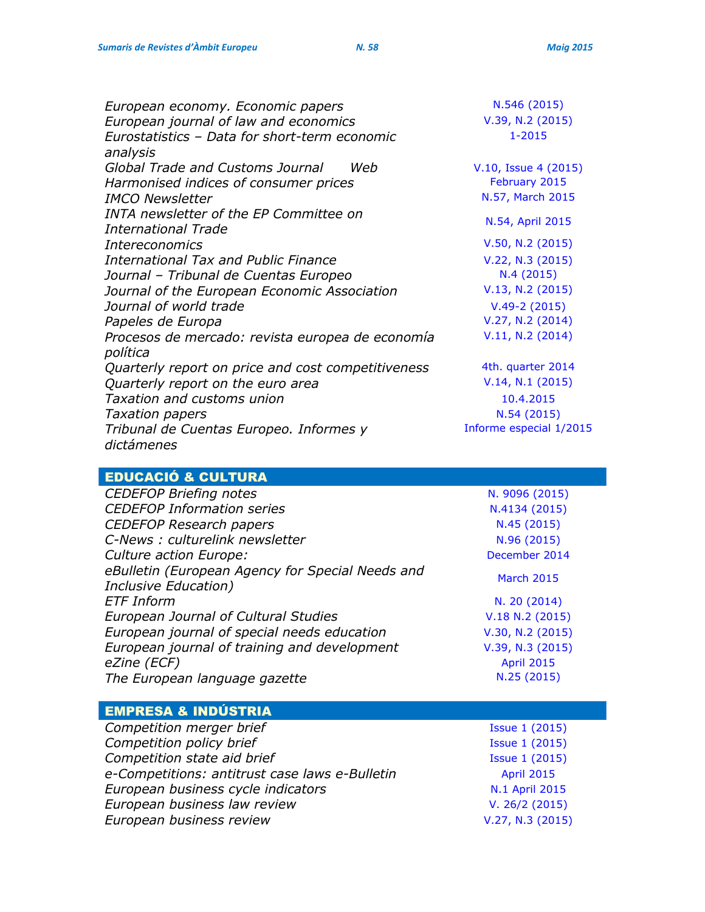| | |
|---|---|
| *European economy. Economic papers* | N.546 (2015) |
| *European journal of law and economics* | V.39, N.2 (2015) |
| *Eurostatistics – Data for short-term economic analysis* | 1-2015 |
| *Global Trade and Customs Journal Web* | V.10, Issue 4 (2015) |
| *Harmonised indices of consumer prices* | February 2015 |
| *IMCO Newsletter* | N.57, March 2015 |
| *INTA newsletter of the EP Committee on International Trade* | N.54, April 2015 |
| *Intereconomics* | V.50, N.2 (2015) |
| *International Tax and Public Finance* | V.22, N.3 (2015) |
| *Journal – Tribunal de Cuentas Europeo* | N.4 (2015) |
| *Journal of the European Economic Association* | V.13, N.2 (2015) |
| *Journal of world trade* | V.49-2 (2015) |
| *Papeles de Europa* | V.27, N.2 (2014) |
| *Procesos de mercado: revista europea de economía política* | V.11, N.2 (2014) |
| *Quarterly report on price and cost competitiveness* | 4th. quarter 2014 |
| *Quarterly report on the euro area* | V.14, N.1 (2015) |
| *Taxation and customs union* | 10.4.2015 |
| *Taxation papers* | N.54 (2015) |
| *Tribunal de Cuentas Europeo. Informes y dictámenes* | Informe especial 1/2015 |

## EDUCACIÓ & CULTURA

| | |
|---|---|
| *CEDEFOP Briefing notes* | N. 9096 (2015) |
| *CEDEFOP Information series* | N.4134 (2015) |
| *CEDEFOP Research papers* | N.45 (2015) |
| *C-News : culturelink newsletter* | N.96 (2015) |
| *Culture action Europe:* | December 2014 |
| *eBulletin (European Agency for Special Needs and Inclusive Education)* | March 2015 |
| *ETF Inform* | N. 20 (2014) |
| *European Journal of Cultural Studies* | V.18 N.2 (2015) |
| *European journal of special needs education* | V.30, N.2 (2015) |
| *European journal of training and development* | V.39, N.3 (2015) |
| *eZine (ECF)* | April 2015 |
| *The European language gazette* | N.25 (2015) |

## EMPRESA & INDÚSTRIA

| | |
|---|---|
| *Competition merger brief* | Issue 1 (2015) |
| *Competition policy brief* | Issue 1 (2015) |
| *Competition state aid brief* | Issue 1 (2015) |
| *e-Competitions: antitrust case laws e-Bulletin* | April 2015 |
| *European business cycle indicators* | N.1 April 2015 |
| *European business law review* | V. 26/2 (2015) |
| *European business review* | V.27, N.3 (2015) |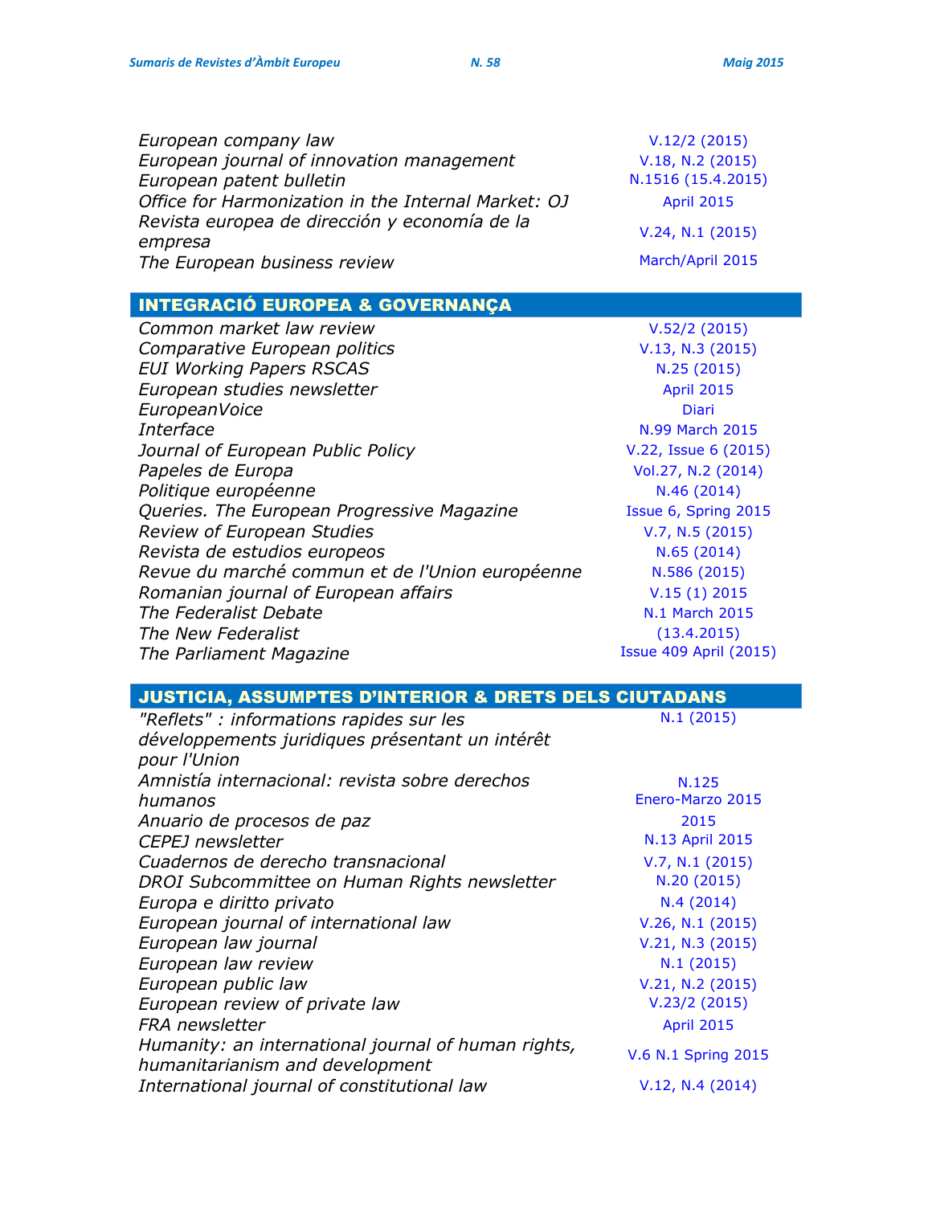| | |
|---|---|
| *European company law* | V.12/2 (2015) |
| *European journal of innovation management* | V.18, N.2 (2015) |
| *European patent bulletin* | N.1516 (15.4.2015) |
| *Office for Harmonization in the Internal Market: OJ* | April 2015 |
| *Revista europea de dirección y economía de la empresa* | V.24, N.1 (2015) |
| *The European business review* | March/April 2015 |

## INTEGRACIÓ EUROPEA & GOVERNANÇA

| | |
|---|---|
| *Common market law review* | V.52/2 (2015) |
| *Comparative European politics* | V.13, N.3 (2015) |
| *EUI Working Papers RSCAS* | N.25 (2015) |
| *European studies newsletter* | April 2015 |
| *EuropeanVoice* | Diari |
| *Interface* | N.99 March 2015 |
| *Journal of European Public Policy* | V.22, Issue 6 (2015) |
| *Papeles de Europa* | Vol.27, N.2 (2014) |
| *Politique européenne* | N.46 (2014) |
| *Queries. The European Progressive Magazine* | Issue 6, Spring 2015 |
| *Review of European Studies* | V.7, N.5 (2015) |
| *Revista de estudios europeos* | N.65 (2014) |
| *Revue du marché commun et de l'Union européenne* | N.586 (2015) |
| *Romanian journal of European affairs* | V.15 (1) 2015 |
| *The Federalist Debate* | N.1 March 2015 |
| *The New Federalist* | (13.4.2015) |
| *The Parliament Magazine* | Issue 409 April (2015) |

## JUSTICIA, ASSUMPTES D'INTERIOR & DRETS DELS CIUTADANS

| | |
|---|---|
| *"Reflets" : informations rapides sur les développements juridiques présentant un intérêt pour l'Union* | N.1 (2015) |
| *Amnistía internacional: revista sobre derechos humanos* | N.125 Enero-Marzo 2015 |
| *Anuario de procesos de paz* | 2015 |
| *CEPEJ newsletter* | N.13 April 2015 |
| *Cuadernos de derecho transnacional* | V.7, N.1 (2015) |
| *DROI Subcommittee on Human Rights newsletter* | N.20 (2015) |
| *Europa e diritto privato* | N.4 (2014) |
| *European journal of international law* | V.26, N.1 (2015) |
| *European law journal* | V.21, N.3 (2015) |
| *European law review* | N.1 (2015) |
| *European public law* | V.21, N.2 (2015) |
| *European review of private law* | V.23/2 (2015) |
| *FRA newsletter* | April 2015 |
| *Humanity: an international journal of human rights, humanitarianism and development* | V.6 N.1 Spring 2015 |
| *International journal of constitutional law* | V.12, N.4 (2014) |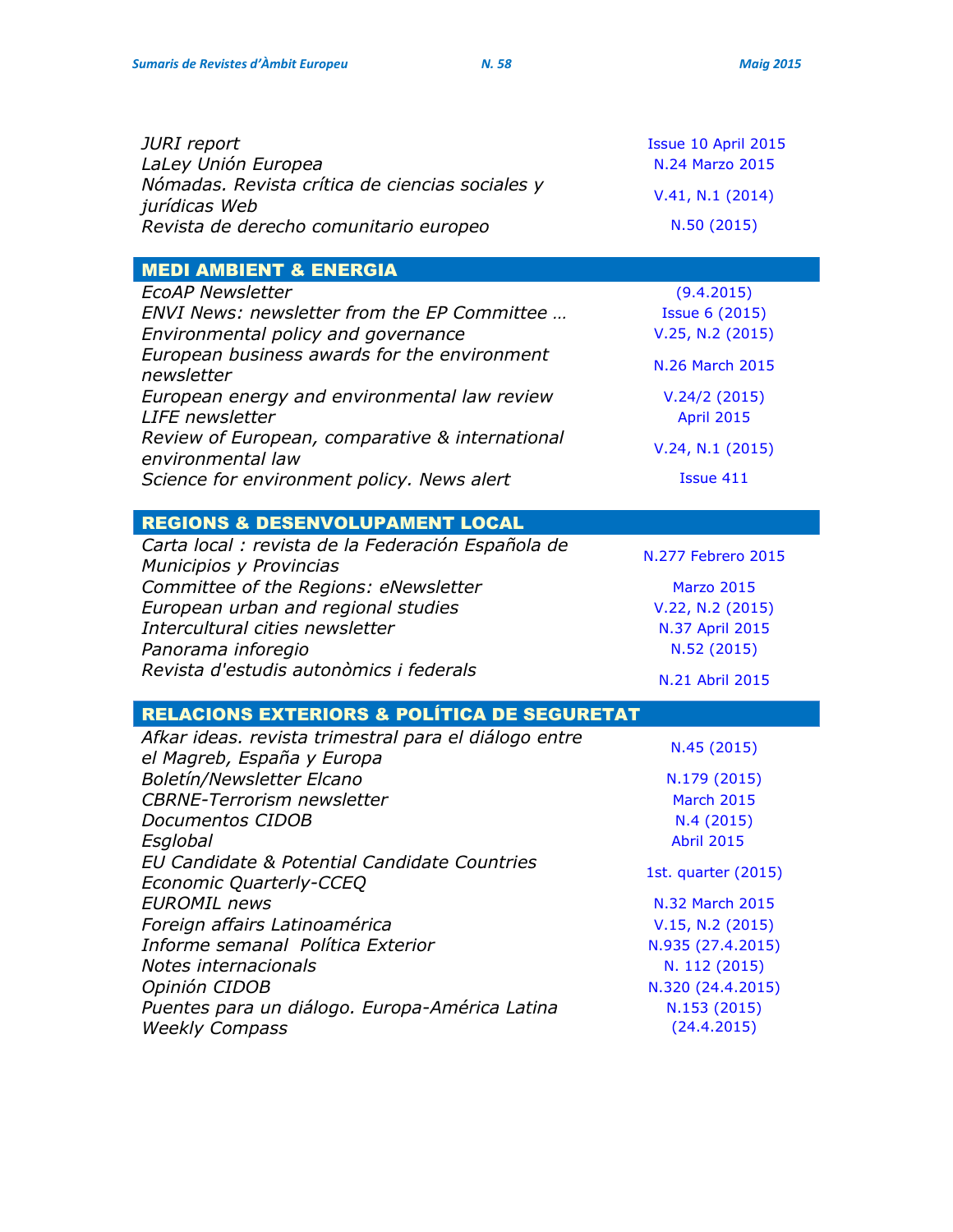| | |
|---|---|
| *JURI report* | Issue 10 April 2015 |
| *LaLey Unión Europea* | N.24 Marzo 2015 |
| *Nómadas. Revista crítica de ciencias sociales y jurídicas Web* | V.41, N.1 (2014) |
| *Revista de derecho comunitario europeo* | N.50 (2015) |

## MEDI AMBIENT & ENERGIA

| | |
|---|---|
| *EcoAP Newsletter* | (9.4.2015) |
| *ENVI News: newsletter from the EP Committee …* | Issue 6 (2015) |
| *Environmental policy and governance* | V.25, N.2 (2015) |
| *European business awards for the environment newsletter* | N.26 March 2015 |
| *European energy and environmental law review* | V.24/2 (2015) |
| *LIFE newsletter* | April 2015 |
| *Review of European, comparative & international environmental law* | V.24, N.1 (2015) |
| *Science for environment policy. News alert* | Issue 411 |

## REGIONS & DESENVOLUPAMENT LOCAL

| | |
|---|---|
| *Carta local : revista de la Federación Española de Municipios y Provincias* | N.277 Febrero 2015 |
| *Committee of the Regions: eNewsletter* | Marzo 2015 |
| *European urban and regional studies* | V.22, N.2 (2015) |
| *Intercultural cities newsletter* | N.37 April 2015 |
| *Panorama inforegio* | N.52 (2015) |
| *Revista d'estudis autonòmics i federals* | N.21 Abril 2015 |

## RELACIONS EXTERIORS & POLÍTICA DE SEGURETAT

| | |
|---|---|
| *Afkar ideas. revista trimestral para el diálogo entre el Magreb, España y Europa* | N.45 (2015) |
| *Boletín/Newsletter Elcano* | N.179 (2015) |
| *CBRNE-Terrorism newsletter* | March 2015 |
| *Documentos CIDOB* | N.4 (2015) |
| *Esglobal* | Abril 2015 |
| *EU Candidate & Potential Candidate Countries Economic Quarterly-CCEQ* | 1st. quarter (2015) |
| *EUROMIL news* | N.32 March 2015 |
| *Foreign affairs Latinoamérica* | V.15, N.2 (2015) |
| *Informe semanal Política Exterior* | N.935 (27.4.2015) |
| *Notes internacionals* | N. 112 (2015) |
| *Opinión CIDOB* | N.320 (24.4.2015) |
| *Puentes para un diálogo. Europa-América Latina* | N.153 (2015) |
| *Weekly Compass* | (24.4.2015) |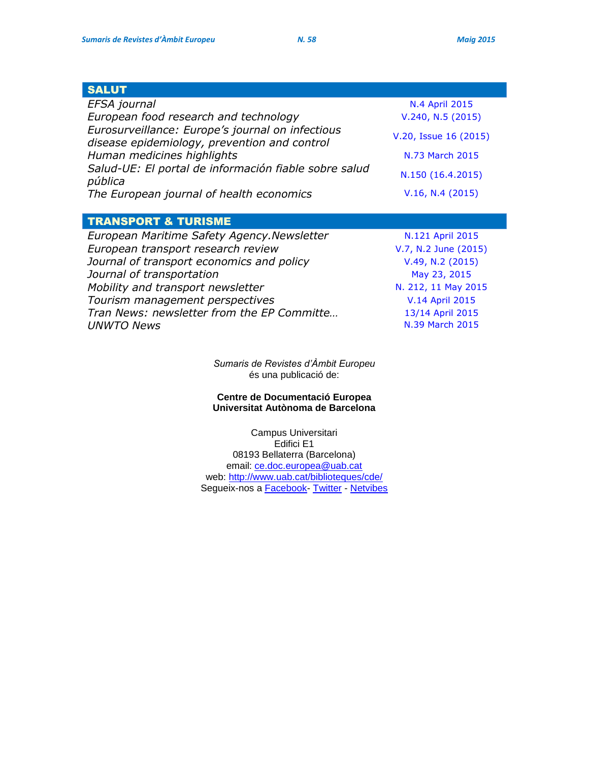## SALUT

| | |
|---|---|
| *EFSA journal* | N.4 April 2015 |
| *European food research and technology* | V.240, N.5 (2015) |
| *Eurosurveillance: Europe's journal on infectious disease epidemiology, prevention and control* | V.20, Issue 16 (2015) |
| *Human medicines highlights* | N.73 March 2015 |
| *Salud-UE: El portal de información fiable sobre salud pública* | N.150 (16.4.2015) |
| *The European journal of health economics* | V.16, N.4 (2015) |

## TRANSPORT & TURISME

| | |
|---|---|
| *European Maritime Safety Agency.Newsletter* | N.121 April 2015 |
| *European transport research review* | V.7, N.2 June (2015) |
| *Journal of transport economics and policy* | V.49, N.2 (2015) |
| *Journal of transportation* | May 23, 2015 |
| *Mobility and transport newsletter* | N. 212, 11 May 2015 |
| *Tourism management perspectives* | V.14 April 2015 |
| *Tran News: newsletter from the EP Committe…* | 13/14 April 2015 |
| *UNWTO News* | N.39 March 2015 |

*Sumaris de Revistes d'Àmbit Europeu*
és una publicació de:

**Centre de Documentació Europea**
**Universitat Autònoma de Barcelona**

Campus Universitari
Edifici E1
08193 Bellaterra (Barcelona)
email: ce.doc.europea@uab.cat
web: http://www.uab.cat/biblioteques/cde/
Segueix-nos a Facebook- Twitter - Netvibes